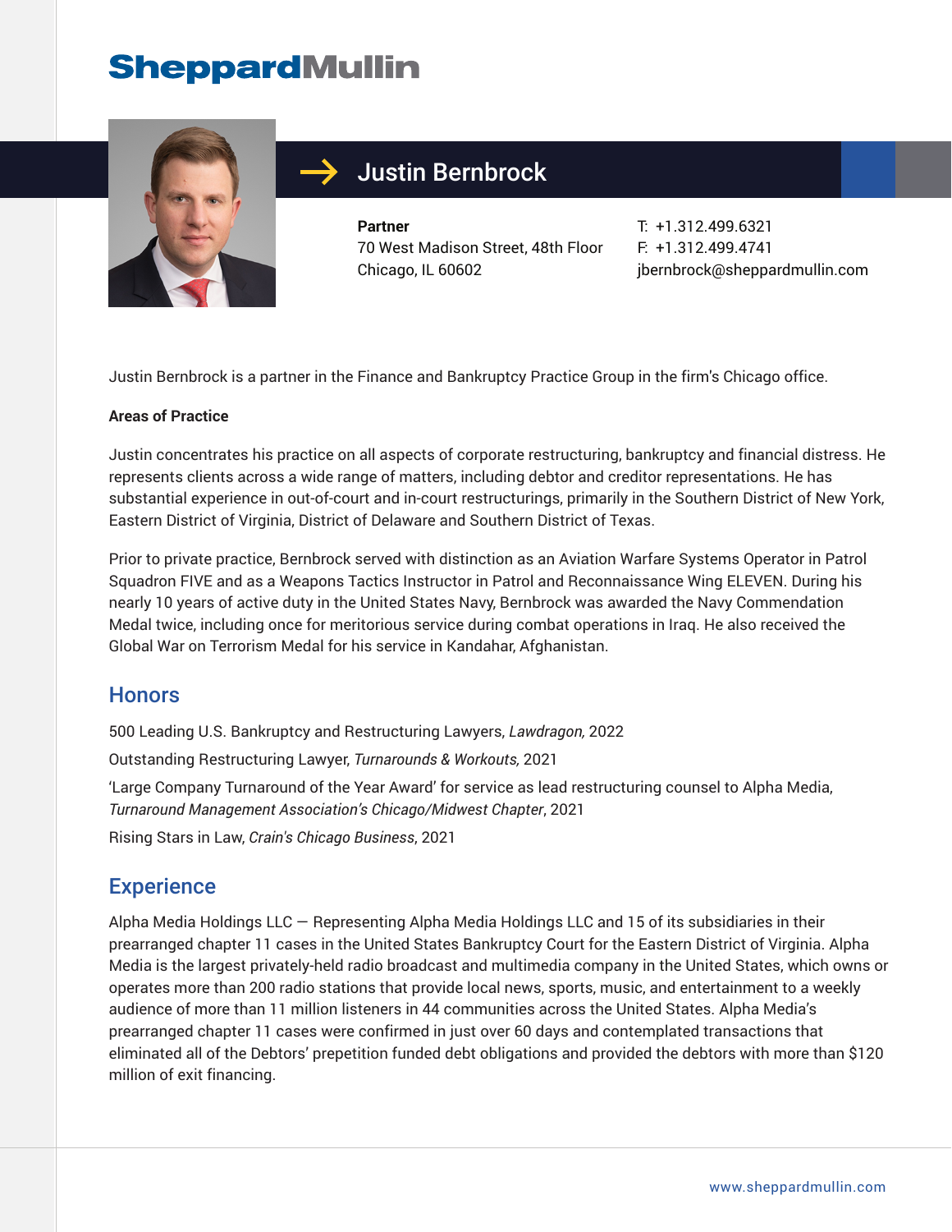# Justin Bernbrock

**Partner**
70 West Madison Street, 48th Floor
Chicago, IL 60602

T: +1.312.499.6321
F: +1.312.499.4741
jbernbrock@sheppardmullin.com

Justin Bernbrock is a partner in the Finance and Bankruptcy Practice Group in the firm's Chicago office.

**Areas of Practice**

Justin concentrates his practice on all aspects of corporate restructuring, bankruptcy and financial distress. He represents clients across a wide range of matters, including debtor and creditor representations. He has substantial experience in out-of-court and in-court restructurings, primarily in the Southern District of New York, Eastern District of Virginia, District of Delaware and Southern District of Texas.

Prior to private practice, Bernbrock served with distinction as an Aviation Warfare Systems Operator in Patrol Squadron FIVE and as a Weapons Tactics Instructor in Patrol and Reconnaissance Wing ELEVEN. During his nearly 10 years of active duty in the United States Navy, Bernbrock was awarded the Navy Commendation Medal twice, including once for meritorious service during combat operations in Iraq. He also received the Global War on Terrorism Medal for his service in Kandahar, Afghanistan.

## Honors

500 Leading U.S. Bankruptcy and Restructuring Lawyers, *Lawdragon,* 2022

Outstanding Restructuring Lawyer, *Turnarounds & Workouts,* 2021

'Large Company Turnaround of the Year Award' for service as lead restructuring counsel to Alpha Media, *Turnaround Management Association's Chicago/Midwest Chapter*, 2021

Rising Stars in Law, *Crain's Chicago Business*, 2021

## Experience

Alpha Media Holdings LLC — Representing Alpha Media Holdings LLC and 15 of its subsidiaries in their prearranged chapter 11 cases in the United States Bankruptcy Court for the Eastern District of Virginia. Alpha Media is the largest privately-held radio broadcast and multimedia company in the United States, which owns or operates more than 200 radio stations that provide local news, sports, music, and entertainment to a weekly audience of more than 11 million listeners in 44 communities across the United States. Alpha Media's prearranged chapter 11 cases were confirmed in just over 60 days and contemplated transactions that eliminated all of the Debtors' prepetition funded debt obligations and provided the debtors with more than $120 million of exit financing.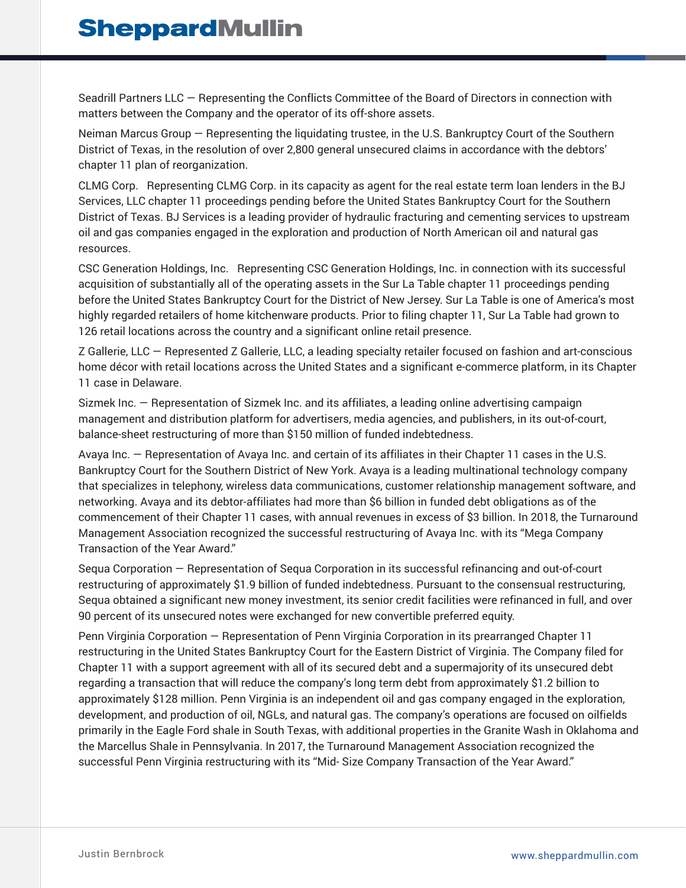Seadrill Partners LLC — Representing the Conflicts Committee of the Board of Directors in connection with matters between the Company and the operator of its off-shore assets.

Neiman Marcus Group — Representing the liquidating trustee, in the U.S. Bankruptcy Court of the Southern District of Texas, in the resolution of over 2,800 general unsecured claims in accordance with the debtors' chapter 11 plan of reorganization.

CLMG Corp. Representing CLMG Corp. in its capacity as agent for the real estate term loan lenders in the BJ Services, LLC chapter 11 proceedings pending before the United States Bankruptcy Court for the Southern District of Texas. BJ Services is a leading provider of hydraulic fracturing and cementing services to upstream oil and gas companies engaged in the exploration and production of North American oil and natural gas resources.

CSC Generation Holdings, Inc. Representing CSC Generation Holdings, Inc. in connection with its successful acquisition of substantially all of the operating assets in the Sur La Table chapter 11 proceedings pending before the United States Bankruptcy Court for the District of New Jersey. Sur La Table is one of America's most highly regarded retailers of home kitchenware products. Prior to filing chapter 11, Sur La Table had grown to 126 retail locations across the country and a significant online retail presence.

Z Gallerie, LLC — Represented Z Gallerie, LLC, a leading specialty retailer focused on fashion and art-conscious home décor with retail locations across the United States and a significant e-commerce platform, in its Chapter 11 case in Delaware.

Sizmek Inc. — Representation of Sizmek Inc. and its affiliates, a leading online advertising campaign management and distribution platform for advertisers, media agencies, and publishers, in its out-of-court, balance-sheet restructuring of more than $150 million of funded indebtedness.

Avaya Inc. — Representation of Avaya Inc. and certain of its affiliates in their Chapter 11 cases in the U.S. Bankruptcy Court for the Southern District of New York. Avaya is a leading multinational technology company that specializes in telephony, wireless data communications, customer relationship management software, and networking. Avaya and its debtor-affiliates had more than $6 billion in funded debt obligations as of the commencement of their Chapter 11 cases, with annual revenues in excess of $3 billion. In 2018, the Turnaround Management Association recognized the successful restructuring of Avaya Inc. with its "Mega Company Transaction of the Year Award."

Sequa Corporation — Representation of Sequa Corporation in its successful refinancing and out-of-court restructuring of approximately $1.9 billion of funded indebtedness. Pursuant to the consensual restructuring, Sequa obtained a significant new money investment, its senior credit facilities were refinanced in full, and over 90 percent of its unsecured notes were exchanged for new convertible preferred equity.

Penn Virginia Corporation — Representation of Penn Virginia Corporation in its prearranged Chapter 11 restructuring in the United States Bankruptcy Court for the Eastern District of Virginia. The Company filed for Chapter 11 with a support agreement with all of its secured debt and a supermajority of its unsecured debt regarding a transaction that will reduce the company's long term debt from approximately $1.2 billion to approximately $128 million. Penn Virginia is an independent oil and gas company engaged in the exploration, development, and production of oil, NGLs, and natural gas. The company's operations are focused on oilfields primarily in the Eagle Ford shale in South Texas, with additional properties in the Granite Wash in Oklahoma and the Marcellus Shale in Pennsylvania. In 2017, the Turnaround Management Association recognized the successful Penn Virginia restructuring with its "Mid- Size Company Transaction of the Year Award."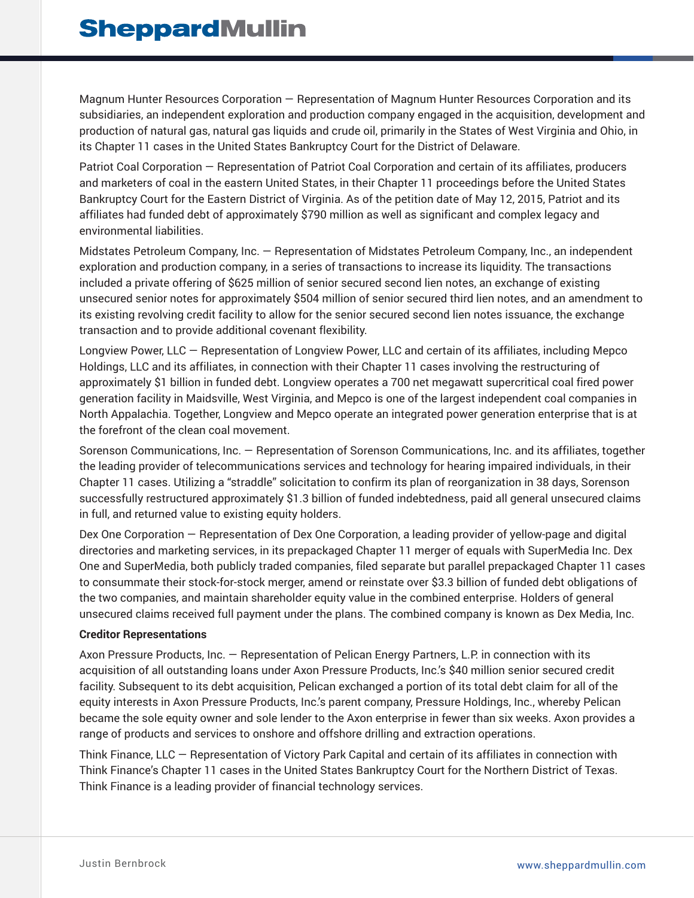Magnum Hunter Resources Corporation — Representation of Magnum Hunter Resources Corporation and its subsidiaries, an independent exploration and production company engaged in the acquisition, development and production of natural gas, natural gas liquids and crude oil, primarily in the States of West Virginia and Ohio, in its Chapter 11 cases in the United States Bankruptcy Court for the District of Delaware.

Patriot Coal Corporation — Representation of Patriot Coal Corporation and certain of its affiliates, producers and marketers of coal in the eastern United States, in their Chapter 11 proceedings before the United States Bankruptcy Court for the Eastern District of Virginia. As of the petition date of May 12, 2015, Patriot and its affiliates had funded debt of approximately $790 million as well as significant and complex legacy and environmental liabilities.

Midstates Petroleum Company, Inc. — Representation of Midstates Petroleum Company, Inc., an independent exploration and production company, in a series of transactions to increase its liquidity. The transactions included a private offering of $625 million of senior secured second lien notes, an exchange of existing unsecured senior notes for approximately $504 million of senior secured third lien notes, and an amendment to its existing revolving credit facility to allow for the senior secured second lien notes issuance, the exchange transaction and to provide additional covenant flexibility.

Longview Power, LLC — Representation of Longview Power, LLC and certain of its affiliates, including Mepco Holdings, LLC and its affiliates, in connection with their Chapter 11 cases involving the restructuring of approximately $1 billion in funded debt. Longview operates a 700 net megawatt supercritical coal fired power generation facility in Maidsville, West Virginia, and Mepco is one of the largest independent coal companies in North Appalachia. Together, Longview and Mepco operate an integrated power generation enterprise that is at the forefront of the clean coal movement.

Sorenson Communications, Inc. — Representation of Sorenson Communications, Inc. and its affiliates, together the leading provider of telecommunications services and technology for hearing impaired individuals, in their Chapter 11 cases. Utilizing a "straddle" solicitation to confirm its plan of reorganization in 38 days, Sorenson successfully restructured approximately $1.3 billion of funded indebtedness, paid all general unsecured claims in full, and returned value to existing equity holders.

Dex One Corporation — Representation of Dex One Corporation, a leading provider of yellow-page and digital directories and marketing services, in its prepackaged Chapter 11 merger of equals with SuperMedia Inc. Dex One and SuperMedia, both publicly traded companies, filed separate but parallel prepackaged Chapter 11 cases to consummate their stock-for-stock merger, amend or reinstate over $3.3 billion of funded debt obligations of the two companies, and maintain shareholder equity value in the combined enterprise. Holders of general unsecured claims received full payment under the plans. The combined company is known as Dex Media, Inc.

**Creditor Representations**

Axon Pressure Products, Inc. — Representation of Pelican Energy Partners, L.P. in connection with its acquisition of all outstanding loans under Axon Pressure Products, Inc.'s $40 million senior secured credit facility. Subsequent to its debt acquisition, Pelican exchanged a portion of its total debt claim for all of the equity interests in Axon Pressure Products, Inc.'s parent company, Pressure Holdings, Inc., whereby Pelican became the sole equity owner and sole lender to the Axon enterprise in fewer than six weeks. Axon provides a range of products and services to onshore and offshore drilling and extraction operations.

Think Finance, LLC — Representation of Victory Park Capital and certain of its affiliates in connection with Think Finance's Chapter 11 cases in the United States Bankruptcy Court for the Northern District of Texas. Think Finance is a leading provider of financial technology services.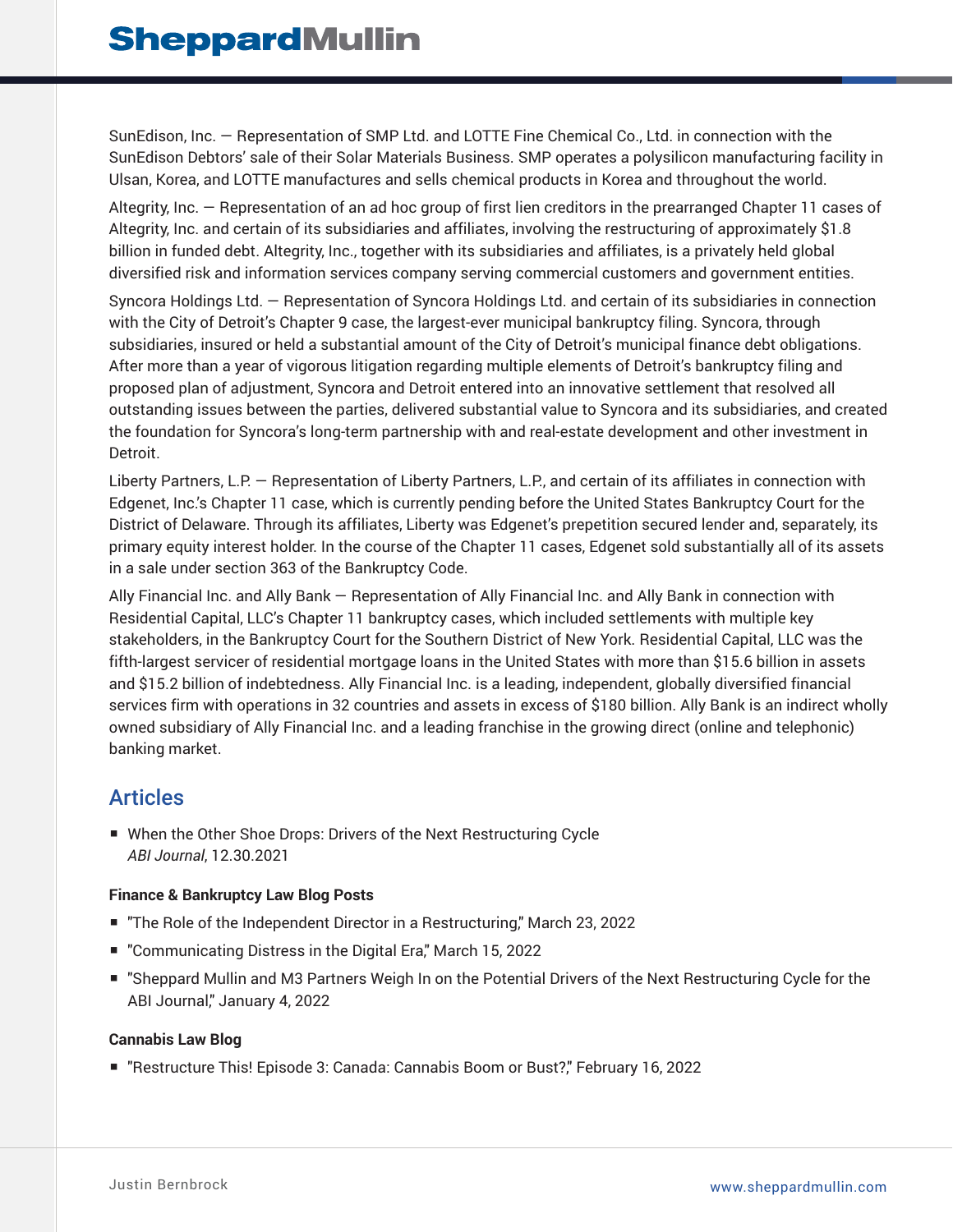SunEdison, Inc. — Representation of SMP Ltd. and LOTTE Fine Chemical Co., Ltd. in connection with the SunEdison Debtors' sale of their Solar Materials Business. SMP operates a polysilicon manufacturing facility in Ulsan, Korea, and LOTTE manufactures and sells chemical products in Korea and throughout the world.

Altegrity, Inc. — Representation of an ad hoc group of first lien creditors in the prearranged Chapter 11 cases of Altegrity, Inc. and certain of its subsidiaries and affiliates, involving the restructuring of approximately $1.8 billion in funded debt. Altegrity, Inc., together with its subsidiaries and affiliates, is a privately held global diversified risk and information services company serving commercial customers and government entities.

Syncora Holdings Ltd. — Representation of Syncora Holdings Ltd. and certain of its subsidiaries in connection with the City of Detroit's Chapter 9 case, the largest-ever municipal bankruptcy filing. Syncora, through subsidiaries, insured or held a substantial amount of the City of Detroit's municipal finance debt obligations. After more than a year of vigorous litigation regarding multiple elements of Detroit's bankruptcy filing and proposed plan of adjustment, Syncora and Detroit entered into an innovative settlement that resolved all outstanding issues between the parties, delivered substantial value to Syncora and its subsidiaries, and created the foundation for Syncora's long-term partnership with and real-estate development and other investment in Detroit.

Liberty Partners, L.P. — Representation of Liberty Partners, L.P., and certain of its affiliates in connection with Edgenet, Inc.'s Chapter 11 case, which is currently pending before the United States Bankruptcy Court for the District of Delaware. Through its affiliates, Liberty was Edgenet's prepetition secured lender and, separately, its primary equity interest holder. In the course of the Chapter 11 cases, Edgenet sold substantially all of its assets in a sale under section 363 of the Bankruptcy Code.

Ally Financial Inc. and Ally Bank — Representation of Ally Financial Inc. and Ally Bank in connection with Residential Capital, LLC's Chapter 11 bankruptcy cases, which included settlements with multiple key stakeholders, in the Bankruptcy Court for the Southern District of New York. Residential Capital, LLC was the fifth-largest servicer of residential mortgage loans in the United States with more than $15.6 billion in assets and $15.2 billion of indebtedness. Ally Financial Inc. is a leading, independent, globally diversified financial services firm with operations in 32 countries and assets in excess of $180 billion. Ally Bank is an indirect wholly owned subsidiary of Ally Financial Inc. and a leading franchise in the growing direct (online and telephonic) banking market.

## Articles

- When the Other Shoe Drops: Drivers of the Next Restructuring Cycle
  *ABI Journal*, 12.30.2021

**Finance & Bankruptcy Law Blog Posts**

- "The Role of the Independent Director in a Restructuring," March 23, 2022
- "Communicating Distress in the Digital Era," March 15, 2022
- "Sheppard Mullin and M3 Partners Weigh In on the Potential Drivers of the Next Restructuring Cycle for the ABI Journal," January 4, 2022

**Cannabis Law Blog**

- "Restructure This! Episode 3: Canada: Cannabis Boom or Bust?," February 16, 2022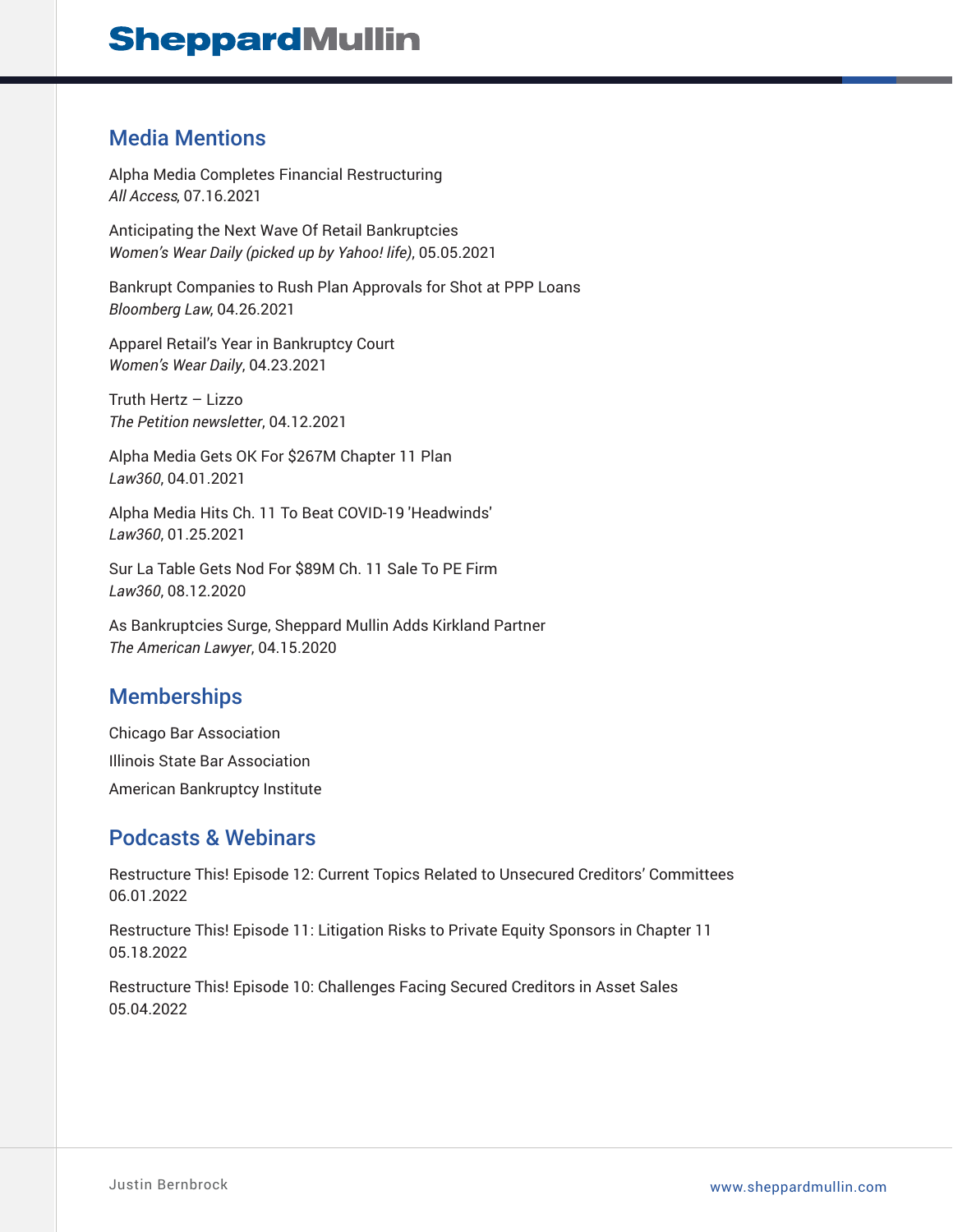## Media Mentions

Alpha Media Completes Financial Restructuring
*All Access*, 07.16.2021

Anticipating the Next Wave Of Retail Bankruptcies
*Women's Wear Daily (picked up by Yahoo! life)*, 05.05.2021

Bankrupt Companies to Rush Plan Approvals for Shot at PPP Loans
*Bloomberg Law*, 04.26.2021

Apparel Retail's Year in Bankruptcy Court
*Women's Wear Daily*, 04.23.2021

Truth Hertz – Lizzo
*The Petition newsletter*, 04.12.2021

Alpha Media Gets OK For $267M Chapter 11 Plan
*Law360*, 04.01.2021

Alpha Media Hits Ch. 11 To Beat COVID-19 'Headwinds'
*Law360*, 01.25.2021

Sur La Table Gets Nod For $89M Ch. 11 Sale To PE Firm
*Law360*, 08.12.2020

As Bankruptcies Surge, Sheppard Mullin Adds Kirkland Partner
*The American Lawyer*, 04.15.2020

## Memberships

Chicago Bar Association

Illinois State Bar Association

American Bankruptcy Institute

## Podcasts & Webinars

Restructure This! Episode 12: Current Topics Related to Unsecured Creditors' Committees
06.01.2022

Restructure This! Episode 11: Litigation Risks to Private Equity Sponsors in Chapter 11
05.18.2022

Restructure This! Episode 10: Challenges Facing Secured Creditors in Asset Sales
05.04.2022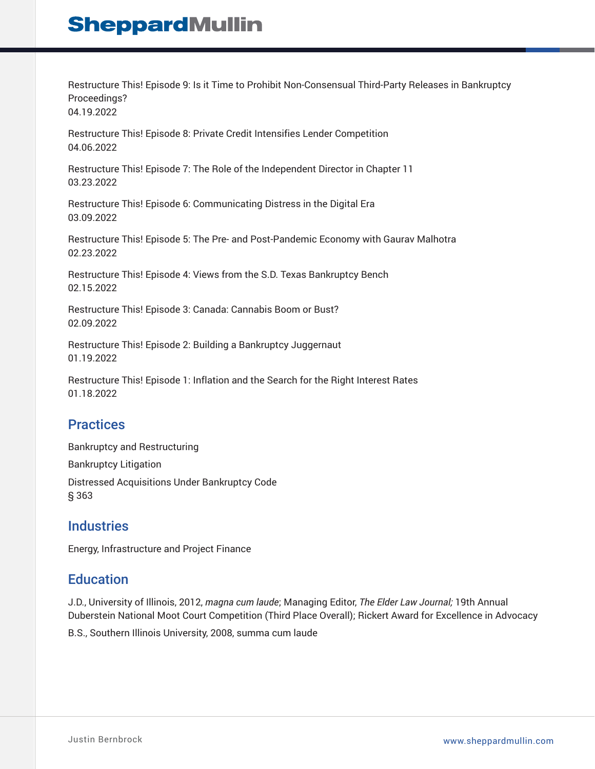Restructure This! Episode 9: Is it Time to Prohibit Non-Consensual Third-Party Releases in Bankruptcy Proceedings?
04.19.2022

Restructure This! Episode 8: Private Credit Intensifies Lender Competition
04.06.2022

Restructure This! Episode 7: The Role of the Independent Director in Chapter 11
03.23.2022

Restructure This! Episode 6: Communicating Distress in the Digital Era
03.09.2022

Restructure This! Episode 5: The Pre- and Post-Pandemic Economy with Gaurav Malhotra
02.23.2022

Restructure This! Episode 4: Views from the S.D. Texas Bankruptcy Bench
02.15.2022

Restructure This! Episode 3: Canada: Cannabis Boom or Bust?
02.09.2022

Restructure This! Episode 2: Building a Bankruptcy Juggernaut
01.19.2022

Restructure This! Episode 1: Inflation and the Search for the Right Interest Rates
01.18.2022

## Practices

Bankruptcy and Restructuring

Bankruptcy Litigation

Distressed Acquisitions Under Bankruptcy Code § 363

## Industries

Energy, Infrastructure and Project Finance

## Education

J.D., University of Illinois, 2012, *magna cum laude*; Managing Editor, *The Elder Law Journal;* 19th Annual Duberstein National Moot Court Competition (Third Place Overall); Rickert Award for Excellence in Advocacy

B.S., Southern Illinois University, 2008, summa cum laude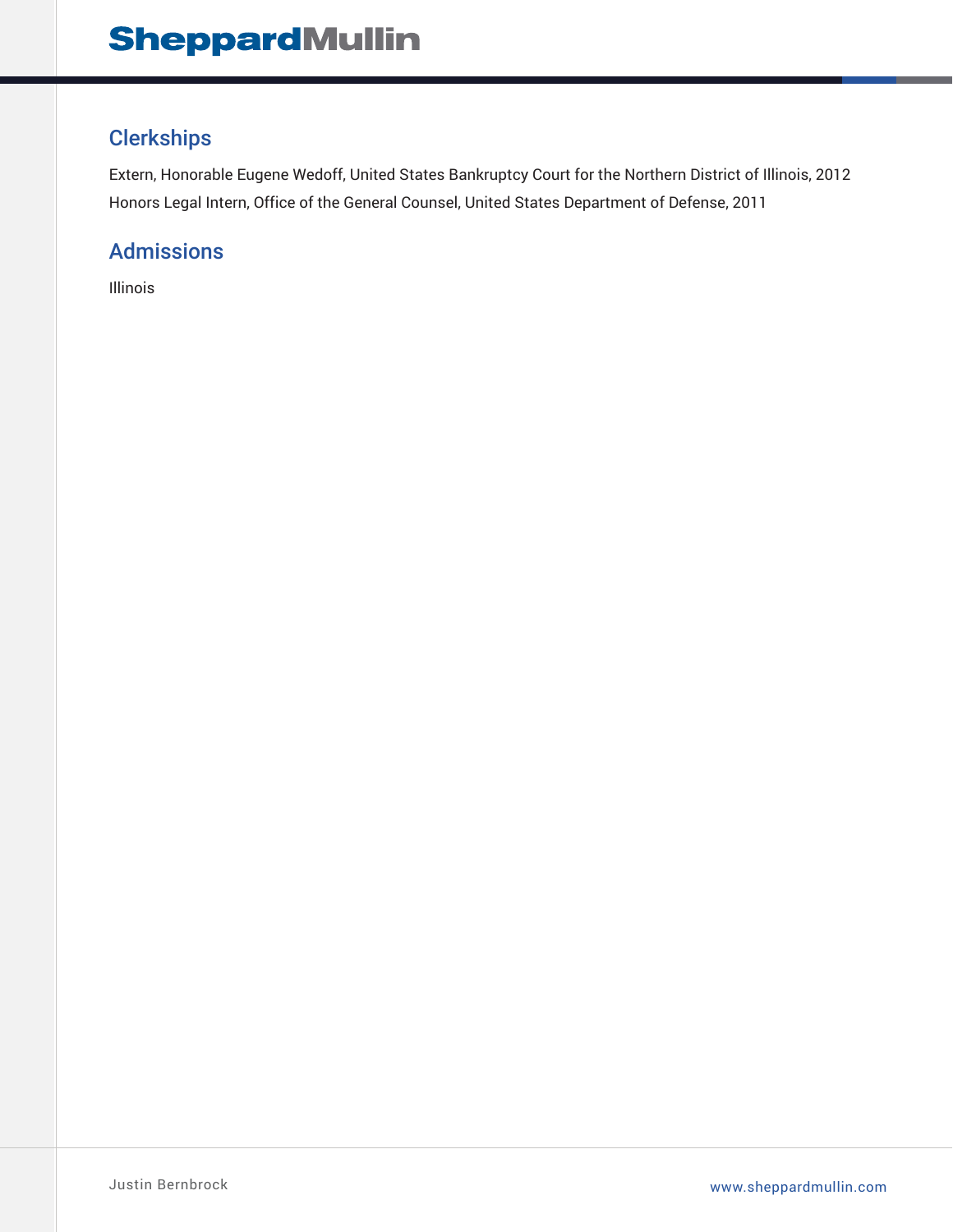## Clerkships

Extern, Honorable Eugene Wedoff, United States Bankruptcy Court for the Northern District of Illinois, 2012

Honors Legal Intern, Office of the General Counsel, United States Department of Defense, 2011

## Admissions

Illinois